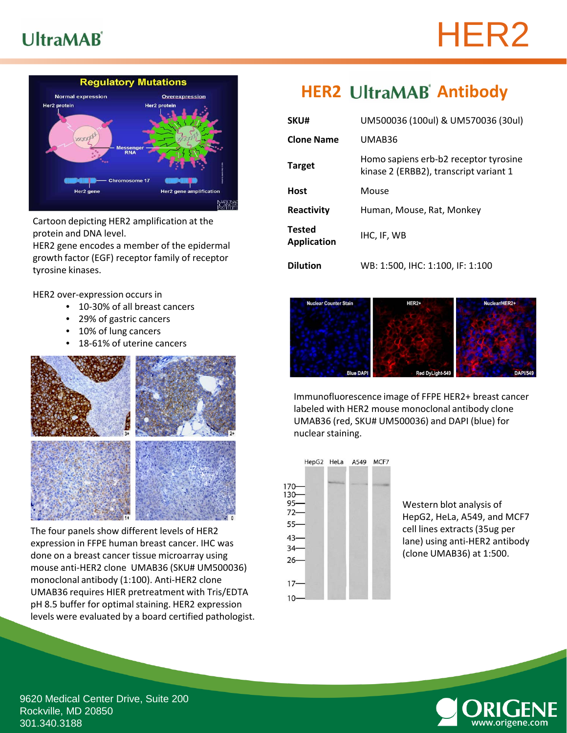# UltraMAB®

# HER2

Cartoon depicting HER2 amplification at the protein and DNA level.
HER2 gene encodes a member of the epidermal growth factor (EGF) receptor family of receptor tyrosine kinases.

HER2 over-expression occurs in

- 10-30% of all breast cancers
- 29% of gastric cancers
- 10% of lung cancers
- 18-61% of uterine cancers

The four panels show different levels of HER2 expression in FFPE human breast cancer. IHC was done on a breast cancer tissue microarray using mouse anti-HER2 clone UMAB36 (SKU# UM500036) monoclonal antibody (1:100). Anti-HER2 clone UMAB36 requires HIER pretreatment with Tris/EDTA pH 8.5 buffer for optimal staining. HER2 expression levels were evaluated by a board certified pathologist.

## HER2 UltraMAB® Antibody

| | |
|---|---|
| **SKU#** | UM500036 (100ul) & UM570036 (30ul) |
| **Clone Name** | UMAB36 |
| **Target** | Homo sapiens erb-b2 receptor tyrosine kinase 2 (ERBB2), transcript variant 1 |
| **Host** | Mouse |
| **Reactivity** | Human, Mouse, Rat, Monkey |
| **Tested Application** | IHC, IF, WB |
| **Dilution** | WB: 1:500, IHC: 1:100, IF: 1:100 |

Immunofluorescence image of FFPE HER2+ breast cancer labeled with HER2 mouse monoclonal antibody clone UMAB36 (red, SKU# UM500036) and DAPI (blue) for nuclear staining.

Western blot analysis of HepG2, HeLa, A549, and MCF7 cell lines extracts (35ug per lane) using anti-HER2 antibody (clone UMAB36) at 1:500.

9620 Medical Center Drive, Suite 200
Rockville, MD 20850
301.340.3188

ORIGENE
www.origene.com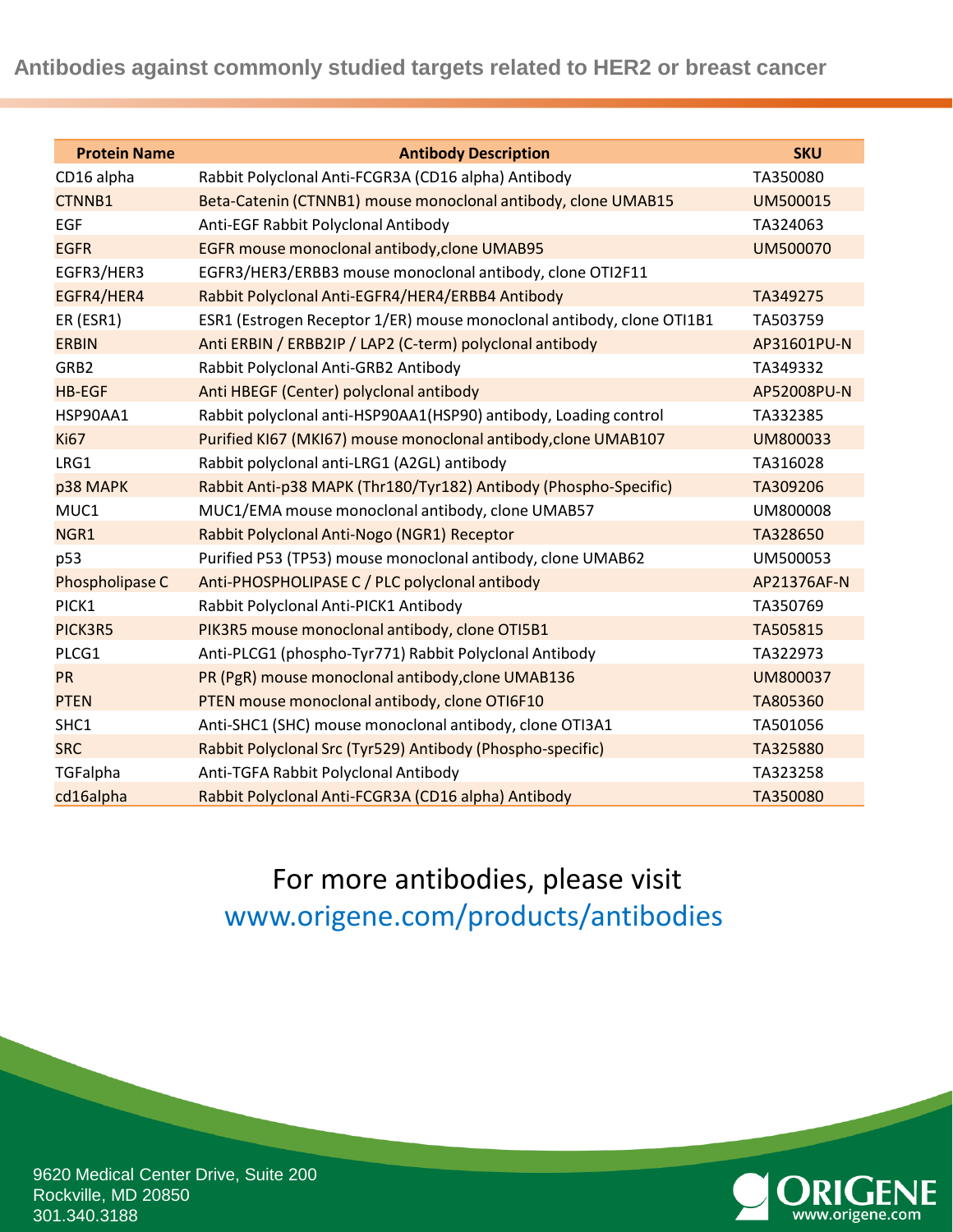## Antibodies against commonly studied targets related to HER2 or breast cancer

| Protein Name | Antibody Description | SKU |
|---|---|---|
| CD16 alpha | Rabbit Polyclonal Anti-FCGR3A (CD16 alpha) Antibody | TA350080 |
| CTNNB1 | Beta-Catenin (CTNNB1) mouse monoclonal antibody, clone UMAB15 | UM500015 |
| EGF | Anti-EGF Rabbit Polyclonal Antibody | TA324063 |
| EGFR | EGFR mouse monoclonal antibody,clone UMAB95 | UM500070 |
| EGFR3/HER3 | EGFR3/HER3/ERBB3 mouse monoclonal antibody, clone OTI2F11 | |
| EGFR4/HER4 | Rabbit Polyclonal Anti-EGFR4/HER4/ERBB4 Antibody | TA349275 |
| ER (ESR1) | ESR1 (Estrogen Receptor 1/ER) mouse monoclonal antibody, clone OTI1B1 | TA503759 |
| ERBIN | Anti ERBIN / ERBB2IP / LAP2 (C-term) polyclonal antibody | AP31601PU-N |
| GRB2 | Rabbit Polyclonal Anti-GRB2 Antibody | TA349332 |
| HB-EGF | Anti HBEGF (Center) polyclonal antibody | AP52008PU-N |
| HSP90AA1 | Rabbit polyclonal anti-HSP90AA1(HSP90) antibody, Loading control | TA332385 |
| Ki67 | Purified KI67 (MKI67) mouse monoclonal antibody,clone UMAB107 | UM800033 |
| LRG1 | Rabbit polyclonal anti-LRG1 (A2GL) antibody | TA316028 |
| p38 MAPK | Rabbit Anti-p38 MAPK (Thr180/Tyr182) Antibody (Phospho-Specific) | TA309206 |
| MUC1 | MUC1/EMA mouse monoclonal antibody, clone UMAB57 | UM800008 |
| NGR1 | Rabbit Polyclonal Anti-Nogo (NGR1) Receptor | TA328650 |
| p53 | Purified P53 (TP53) mouse monoclonal antibody, clone UMAB62 | UM500053 |
| Phospholipase C | Anti-PHOSPHOLIPASE C / PLC polyclonal antibody | AP21376AF-N |
| PICK1 | Rabbit Polyclonal Anti-PICK1 Antibody | TA350769 |
| PICK3R5 | PIK3R5 mouse monoclonal antibody, clone OTI5B1 | TA505815 |
| PLCG1 | Anti-PLCG1 (phospho-Tyr771) Rabbit Polyclonal Antibody | TA322973 |
| PR | PR (PgR) mouse monoclonal antibody,clone UMAB136 | UM800037 |
| PTEN | PTEN mouse monoclonal antibody, clone OTI6F10 | TA805360 |
| SHC1 | Anti-SHC1 (SHC) mouse monoclonal antibody, clone OTI3A1 | TA501056 |
| SRC | Rabbit Polyclonal Src (Tyr529) Antibody (Phospho-specific) | TA325880 |
| TGFalpha | Anti-TGFA Rabbit Polyclonal Antibody | TA323258 |
| cd16alpha | Rabbit Polyclonal Anti-FCGR3A (CD16 alpha) Antibody | TA350080 |

For more antibodies, please visit
www.origene.com/products/antibodies

9620 Medical Center Drive, Suite 200
Rockville, MD 20850
301.340.3188

ORIGENE
www.origene.com